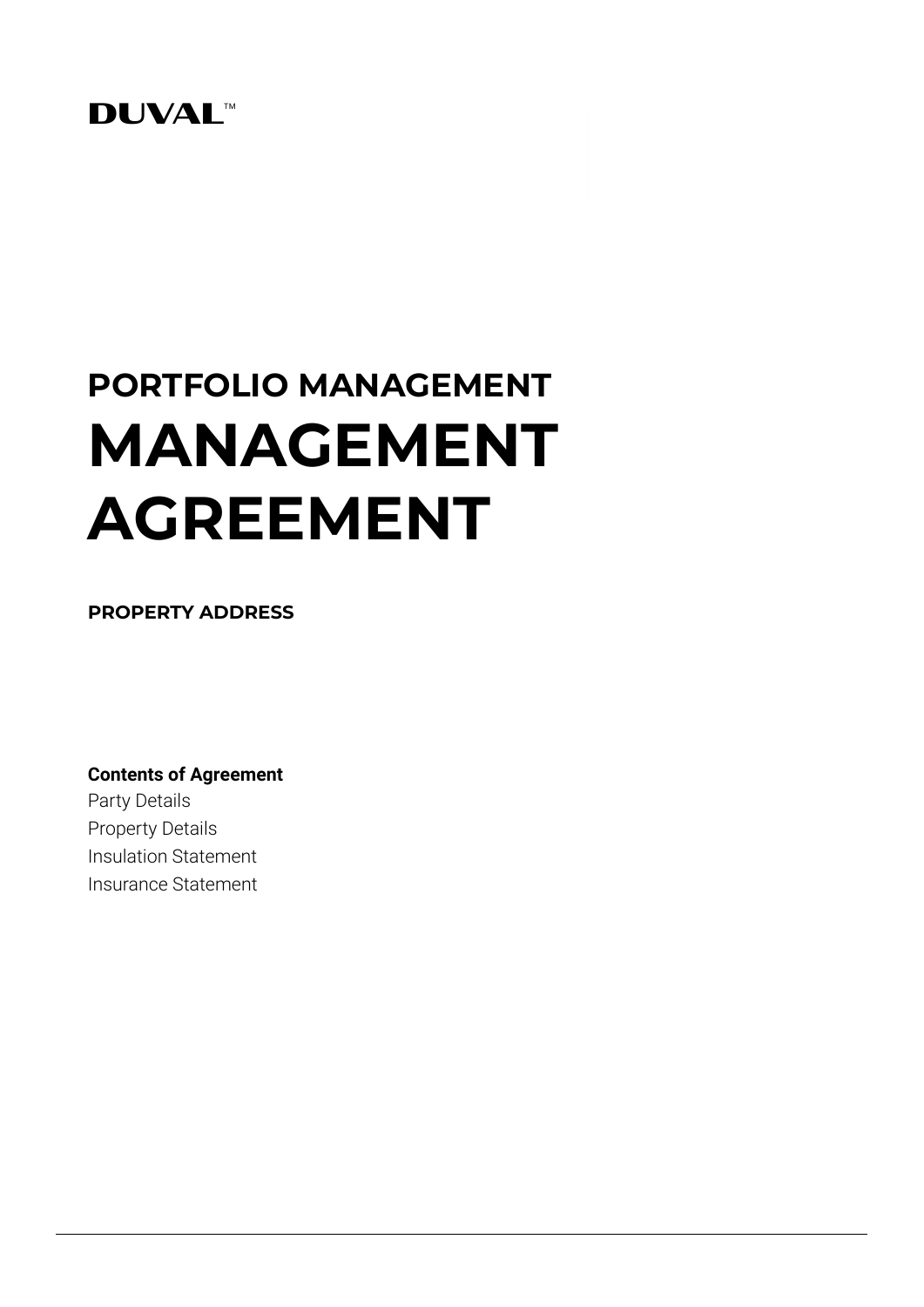**DUVAL™**

# PORTFOLIO MANAGEMENT
# MANAGEMENT AGREEMENT

**PROPERTY ADDRESS**

**Contents of Agreement**

Party Details
Property Details
Insulation Statement
Insurance Statement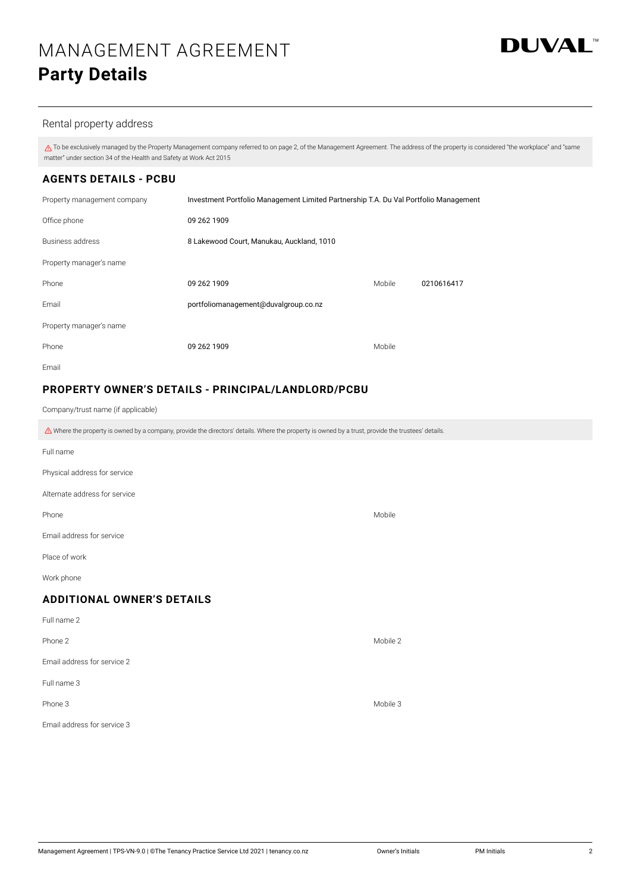# MANAGEMENT AGREEMENT

## Party Details

DUVAL™

Rental property address

⚠ To be exclusively managed by the Property Management company referred to on page 2, of the Management Agreement. The address of the property is considered "the workplace" and "same matter" under section 34 of the Health and Safety at Work Act 2015

### AGENTS DETAILS - PCBU

| | | | |
|---|---|---|---|
| Property management company | Investment Portfolio Management Limited Partnership T.A. Du Val Portfolio Management | | |
| Office phone | 09 262 1909 | | |
| Business address | 8 Lakewood Court, Manukau, Auckland, 1010 | | |
| Property manager's name | | | |
| Phone | 09 262 1909 | Mobile | 0210616417 |
| Email | portfoliomanagement@duvalgroup.co.nz | | |
| Property manager's name | | | |
| Phone | 09 262 1909 | Mobile | |
| Email | | | |

### PROPERTY OWNER'S DETAILS - PRINCIPAL/LANDLORD/PCBU

Company/trust name (if applicable)

⚠ Where the property is owned by a company, provide the directors' details. Where the property is owned by a trust, provide the trustees' details.

| | | | |
|---|---|---|---|
| Full name | | | |
| Physical address for service | | | |
| Alternate address for service | | | |
| Phone | | Mobile | |
| Email address for service | | | |
| Place of work | | | |
| Work phone | | | |

### ADDITIONAL OWNER'S DETAILS

| | | | |
|---|---|---|---|
| Full name 2 | | | |
| Phone 2 | | Mobile 2 | |
| Email address for service 2 | | | |
| Full name 3 | | | |
| Phone 3 | | Mobile 3 | |
| Email address for service 3 | | | |

Management Agreement | TPS-VN-9.0 | ©The Tenancy Practice Service Ltd 2021 | tenancy.co.nz    Owner's Initials    PM Initials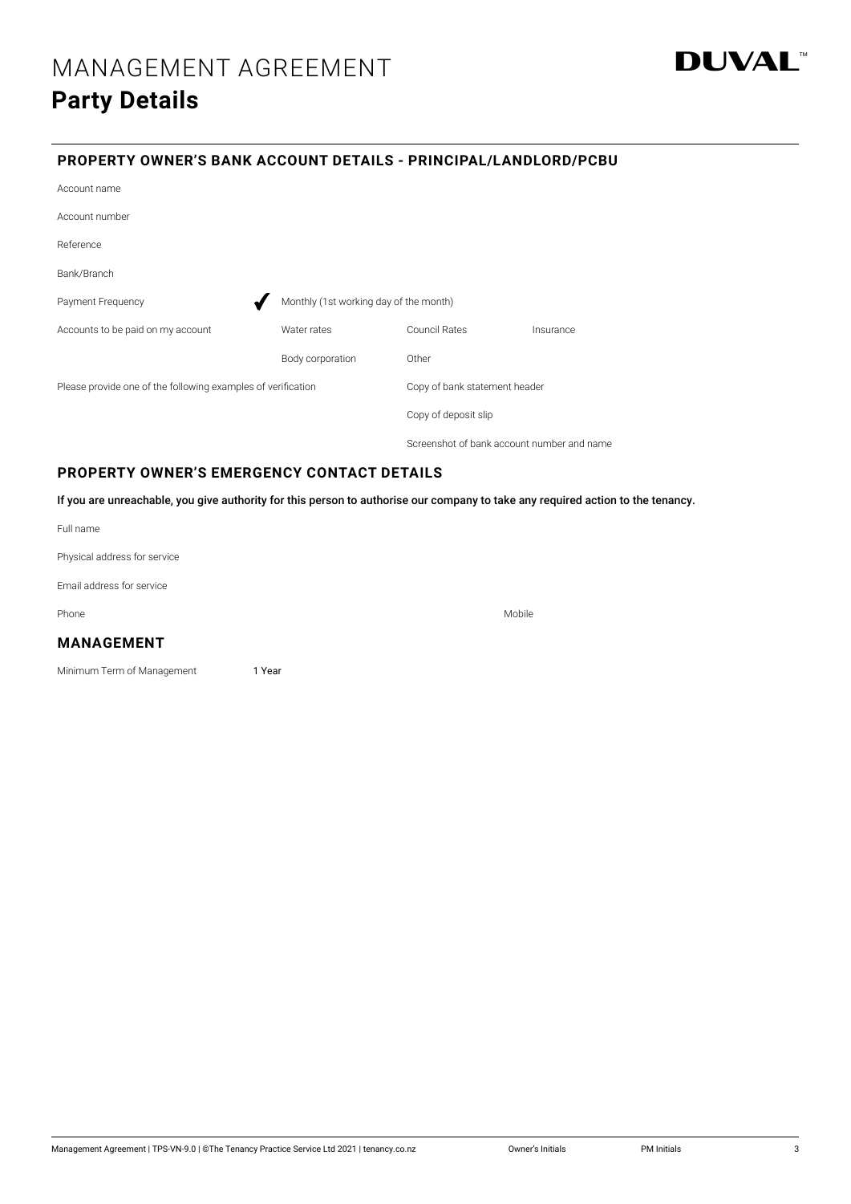# MANAGEMENT AGREEMENT

## Party Details

DUVAL™

### PROPERTY OWNER'S BANK ACCOUNT DETAILS - PRINCIPAL/LANDLORD/PCBU

| | | | |
|---|---|---|---|
| Account name | | | |
| Account number | | | |
| Reference | | | |
| Bank/Branch | | | |
| Payment Frequency | ✔ Monthly (1st working day of the month) | | |
| Accounts to be paid on my account | Water rates | Council Rates | Insurance |
| | Body corporation | Other | |
| Please provide one of the following examples of verification | | Copy of bank statement header | |
| | | Copy of deposit slip | |
| | | Screenshot of bank account number and name | |

### PROPERTY OWNER'S EMERGENCY CONTACT DETAILS

**If you are unreachable, you give authority for this person to authorise our company to take any required action to the tenancy.**

Full name

Physical address for service

Email address for service

Phone | Mobile

### MANAGEMENT

Minimum Term of Management: 1 Year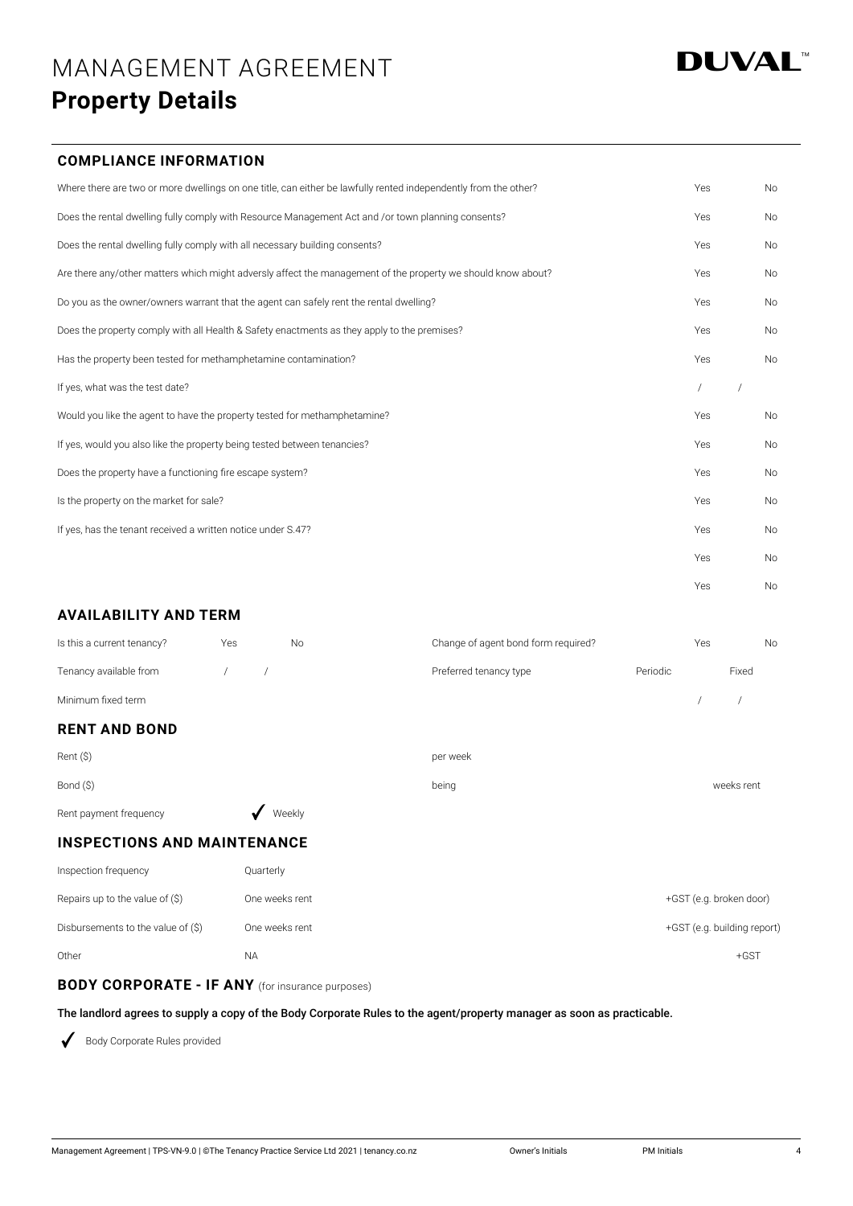# MANAGEMENT AGREEMENT

## Property Details

DUVAL™

### COMPLIANCE INFORMATION

| | | |
|---|---|---|
| Where there are two or more dwellings on one title, can either be lawfully rented independently from the other? | Yes | No |
| Does the rental dwelling fully comply with Resource Management Act and /or town planning consents? | Yes | No |
| Does the rental dwelling fully comply with all necessary building consents? | Yes | No |
| Are there any/other matters which might adversly affect the management of the property we should know about? | Yes | No |
| Do you as the owner/owners warrant that the agent can safely rent the rental dwelling? | Yes | No |
| Does the property comply with all Health & Safety enactments as they apply to the premises? | Yes | No |
| Has the property been tested for methamphetamine contamination? | Yes | No |
| If yes, what was the test date? | / / | |
| Would you like the agent to have the property tested for methamphetamine? | Yes | No |
| If yes, would you also like the property being tested between tenancies? | Yes | No |
| Does the property have a functioning fire escape system? | Yes | No |
| Is the property on the market for sale? | Yes | No |
| If yes, has the tenant received a written notice under S.47? | Yes | No |
| | Yes | No |
| | Yes | No |

### AVAILABILITY AND TERM

| | | | | | |
|---|---|---|---|---|---|
| Is this a current tenancy? | Yes | No | Change of agent bond form required? | Yes | No |
| Tenancy available from | / / | | Preferred tenancy type | Periodic | Fixed |
| Minimum fixed term | | | | / / | |

### RENT AND BOND

| | | |
|---|---|---|
| Rent ($) | per week | |
| Bond ($) | being | weeks rent |
| Rent payment frequency | ✓ Weekly | |

### INSPECTIONS AND MAINTENANCE

| | | |
|---|---|---|
| Inspection frequency | Quarterly | |
| Repairs up to the value of ($) | One weeks rent | +GST (e.g. broken door) |
| Disbursements to the value of ($) | One weeks rent | +GST (e.g. building report) |
| Other | NA | +GST |

### BODY CORPORATE - IF ANY (for insurance purposes)

**The landlord agrees to supply a copy of the Body Corporate Rules to the agent/property manager as soon as practicable.**

✓ Body Corporate Rules provided

Management Agreement | TPS-VN-9.0 | ©The Tenancy Practice Service Ltd 2021 | tenancy.co.nz Owner's Initials PM Initials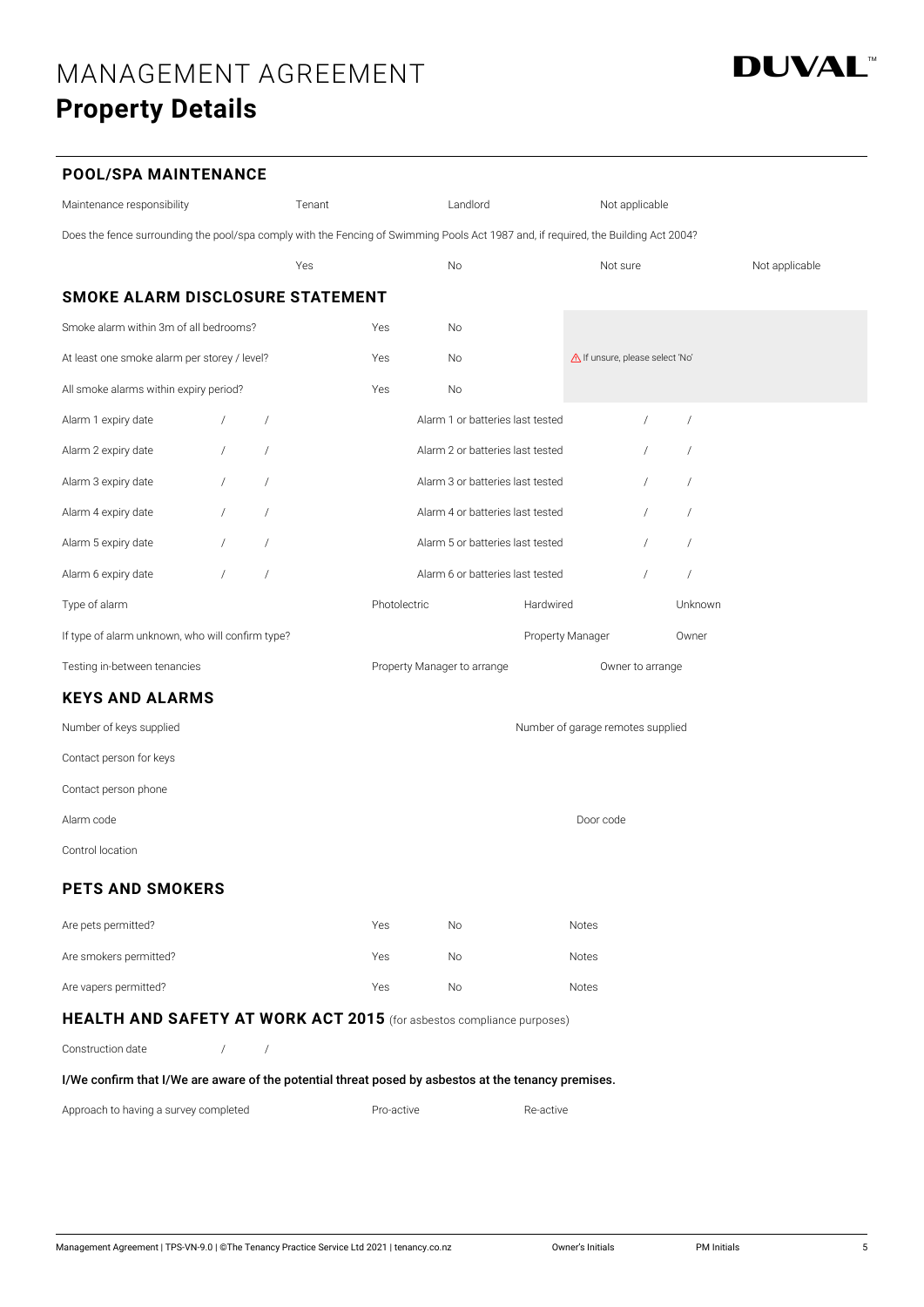# MANAGEMENT AGREEMENT
## Property Details

### POOL/SPA MAINTENANCE

| Maintenance responsibility | Tenant | Landlord | Not applicable | |
|---|---|---|---|---|

Does the fence surrounding the pool/spa comply with the Fencing of Swimming Pools Act 1987 and, if required, the Building Act 2004?

| | Yes | No | Not sure | Not applicable |
|---|---|---|---|---|

### SMOKE ALARM DISCLOSURE STATEMENT

| | | | |
|---|---|---|---|
| Smoke alarm within 3m of all bedrooms? | Yes | No | |
| At least one smoke alarm per storey / level? | Yes | No | ⚠ If unsure, please select 'No' |
| All smoke alarms within expiry period? | Yes | No | |

| | | | |
|---|---|---|---|
| Alarm 1 expiry date | / / | Alarm 1 or batteries last tested | / / |
| Alarm 2 expiry date | / / | Alarm 2 or batteries last tested | / / |
| Alarm 3 expiry date | / / | Alarm 3 or batteries last tested | / / |
| Alarm 4 expiry date | / / | Alarm 4 or batteries last tested | / / |
| Alarm 5 expiry date | / / | Alarm 5 or batteries last tested | / / |
| Alarm 6 expiry date | / / | Alarm 6 or batteries last tested | / / |

| | | | |
|---|---|---|---|
| Type of alarm | Photolectric | Hardwired | Unknown |
| If type of alarm unknown, who will confirm type? | | Property Manager | Owner |
| Testing in-between tenancies | Property Manager to arrange | Owner to arrange | |

### KEYS AND ALARMS

Number of keys supplied

Number of garage remotes supplied

Contact person for keys

Contact person phone

Alarm code

Door code

Control location

### PETS AND SMOKERS

| | | | |
|---|---|---|---|
| Are pets permitted? | Yes | No | Notes |
| Are smokers permitted? | Yes | No | Notes |
| Are vapers permitted? | Yes | No | Notes |

### HEALTH AND SAFETY AT WORK ACT 2015 (for asbestos compliance purposes)

Construction date / /

**I/We confirm that I/We are aware of the potential threat posed by asbestos at the tenancy premises.**

| Approach to having a survey completed | Pro-active | Re-active |
|---|---|---|

Owner's Initials PM Initials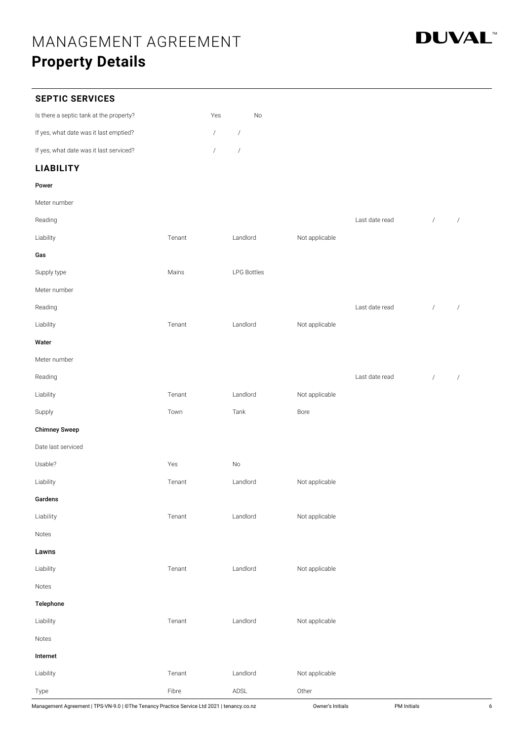# MANAGEMENT AGREEMENT

## Property Details

### SEPTIC SERVICES

| | | |
|---|---|---|
| Is there a septic tank at the property? | Yes | No |
| If yes, what date was it last emptied? | / / | |
| If yes, what date was it last serviced? | / / | |

### LIABILITY

**Power**

| | | | | | |
|---|---|---|---|---|---|
| Meter number | | | | | |
| Reading | | | | Last date read | / / |
| Liability | Tenant | Landlord | Not applicable | | |

**Gas**

| | | | | | |
|---|---|---|---|---|---|
| Supply type | Mains | LPG Bottles | | | |
| Meter number | | | | | |
| Reading | | | | Last date read | / / |
| Liability | Tenant | Landlord | Not applicable | | |

**Water**

| | | | | | |
|---|---|---|---|---|---|
| Meter number | | | | | |
| Reading | | | | Last date read | / / |
| Liability | Tenant | Landlord | Not applicable | | |
| Supply | Town | Tank | Bore | | |

**Chimney Sweep**

| | | | |
|---|---|---|---|
| Date last serviced | | | |
| Usable? | Yes | No | |
| Liability | Tenant | Landlord | Not applicable |

**Gardens**

| | | | |
|---|---|---|---|
| Liability | Tenant | Landlord | Not applicable |
| Notes | | | |

**Lawns**

| | | | |
|---|---|---|---|
| Liability | Tenant | Landlord | Not applicable |
| Notes | | | |

**Telephone**

| | | | |
|---|---|---|---|
| Liability | Tenant | Landlord | Not applicable |
| Notes | | | |

**Internet**

| | | | |
|---|---|---|---|
| Liability | Tenant | Landlord | Not applicable |
| Type | Fibre | ADSL | Other |

Owner's Initials PM Initials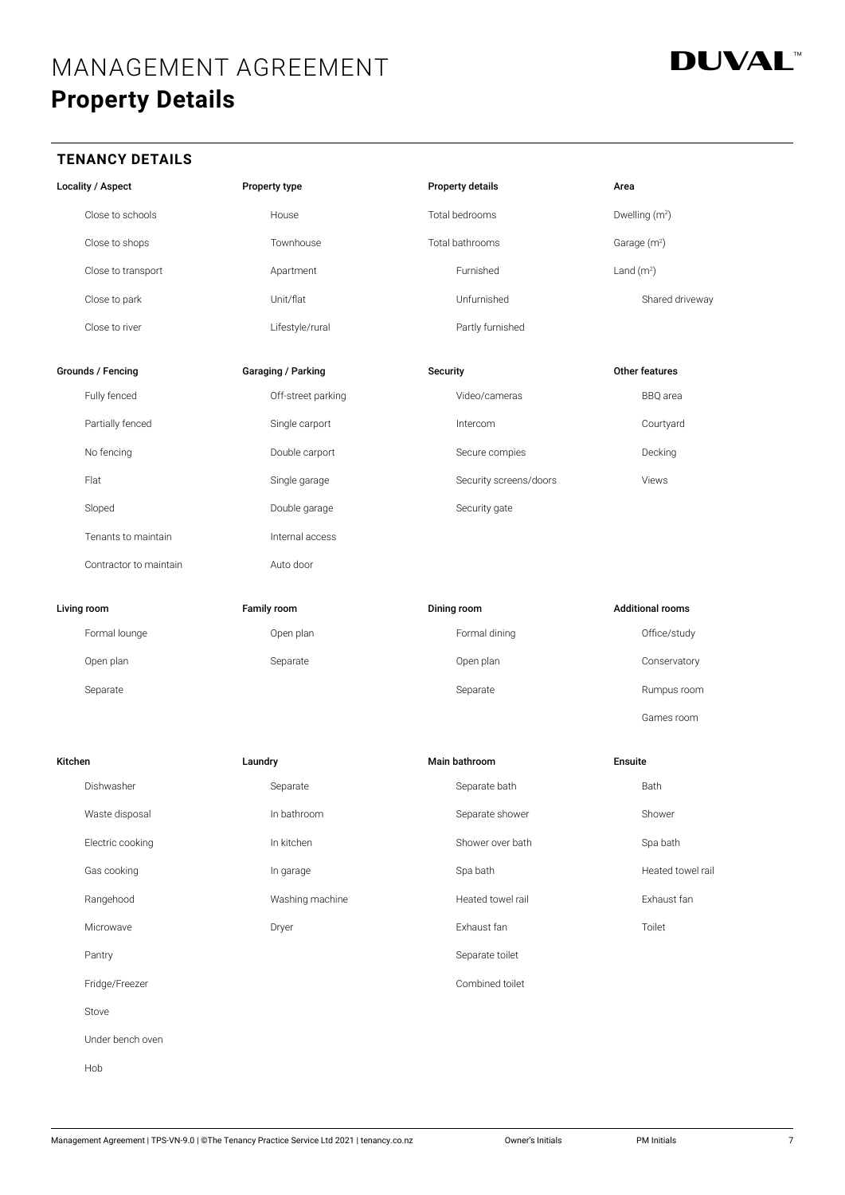# MANAGEMENT AGREEMENT
## Property Details

### TENANCY DETAILS

| Locality / Aspect | Property type | Property details | Area |
|---|---|---|---|
| Close to schools | House | Total bedrooms | Dwelling ($m^2$) |
| Close to shops | Townhouse | Total bathrooms | Garage ($m^2$) |
| Close to transport | Apartment | Furnished | Land ($m^2$) |
| Close to park | Unit/flat | Unfurnished | Shared driveway |
| Close to river | Lifestyle/rural | Partly furnished | |

| Grounds / Fencing | Garaging / Parking | Security | Other features |
|---|---|---|---|
| Fully fenced | Off-street parking | Video/cameras | BBQ area |
| Partially fenced | Single carport | Intercom | Courtyard |
| No fencing | Double carport | Secure compies | Decking |
| Flat | Single garage | Security screens/doors | Views |
| Sloped | Double garage | Security gate | |
| Tenants to maintain | Internal access | | |
| Contractor to maintain | Auto door | | |

| Living room | Family room | Dining room | Additional rooms |
|---|---|---|---|
| Formal lounge | Open plan | Formal dining | Office/study |
| Open plan | Separate | Open plan | Conservatory |
| Separate | | Separate | Rumpus room |
| | | | Games room |

| Kitchen | Laundry | Main bathroom | Ensuite |
|---|---|---|---|
| Dishwasher | Separate | Separate bath | Bath |
| Waste disposal | In bathroom | Separate shower | Shower |
| Electric cooking | In kitchen | Shower over bath | Spa bath |
| Gas cooking | In garage | Spa bath | Heated towel rail |
| Rangehood | Washing machine | Heated towel rail | Exhaust fan |
| Microwave | Dryer | Exhaust fan | Toilet |
| Pantry | | Separate toilet | |
| Fridge/Freezer | | Combined toilet | |
| Stove | | | |
| Under bench oven | | | |
| Hob | | | |

Owner's Initials PM Initials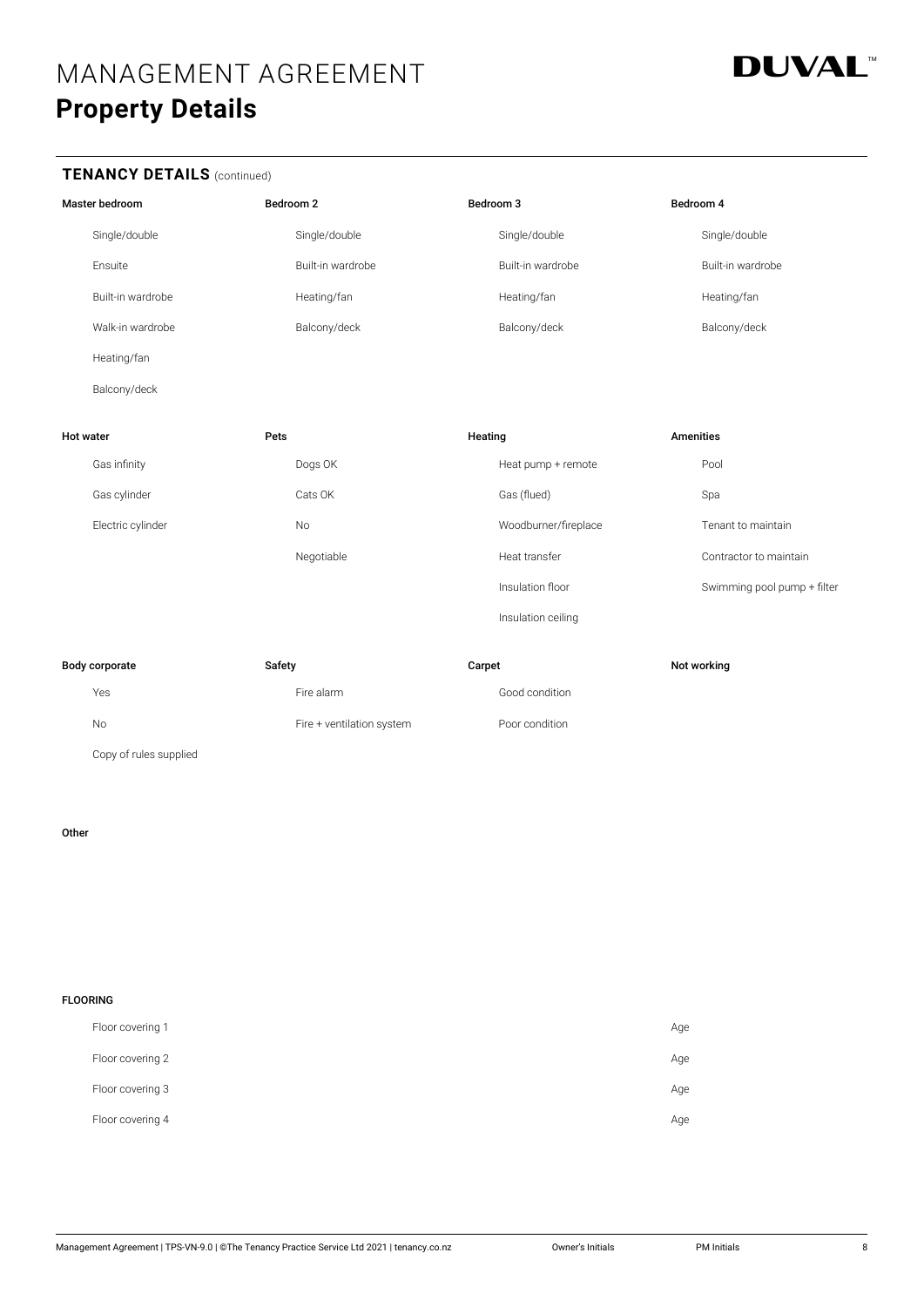# MANAGEMENT AGREEMENT
## Property Details

**DUVAL**™

### TENANCY DETAILS (continued)

| Master bedroom | Bedroom 2 | Bedroom 3 | Bedroom 4 |
|---|---|---|---|
| Single/double | Single/double | Single/double | Single/double |
| Ensuite | Built-in wardrobe | Built-in wardrobe | Built-in wardrobe |
| Built-in wardrobe | Heating/fan | Heating/fan | Heating/fan |
| Walk-in wardrobe | Balcony/deck | Balcony/deck | Balcony/deck |
| Heating/fan | | | |
| Balcony/deck | | | |

| Hot water | Pets | Heating | Amenities |
|---|---|---|---|
| Gas infinity | Dogs OK | Heat pump + remote | Pool |
| Gas cylinder | Cats OK | Gas (flued) | Spa |
| Electric cylinder | No | Woodburner/fireplace | Tenant to maintain |
| | Negotiable | Heat transfer | Contractor to maintain |
| | | Insulation floor | Swimming pool pump + filter |
| | | Insulation ceiling | |

| Body corporate | Safety | Carpet | Not working |
|---|---|---|---|
| Yes | Fire alarm | Good condition | |
| No | Fire + ventilation system | Poor condition | |
| Copy of rules supplied | | | |

**Other**

**FLOORING**

| | |
|---|---|
| Floor covering 1 | Age |
| Floor covering 2 | Age |
| Floor covering 3 | Age |
| Floor covering 4 | Age |

Management Agreement | TPS-VN-9.0 | ©The Tenancy Practice Service Ltd 2021 | tenancy.co.nz     Owner's Initials     PM Initials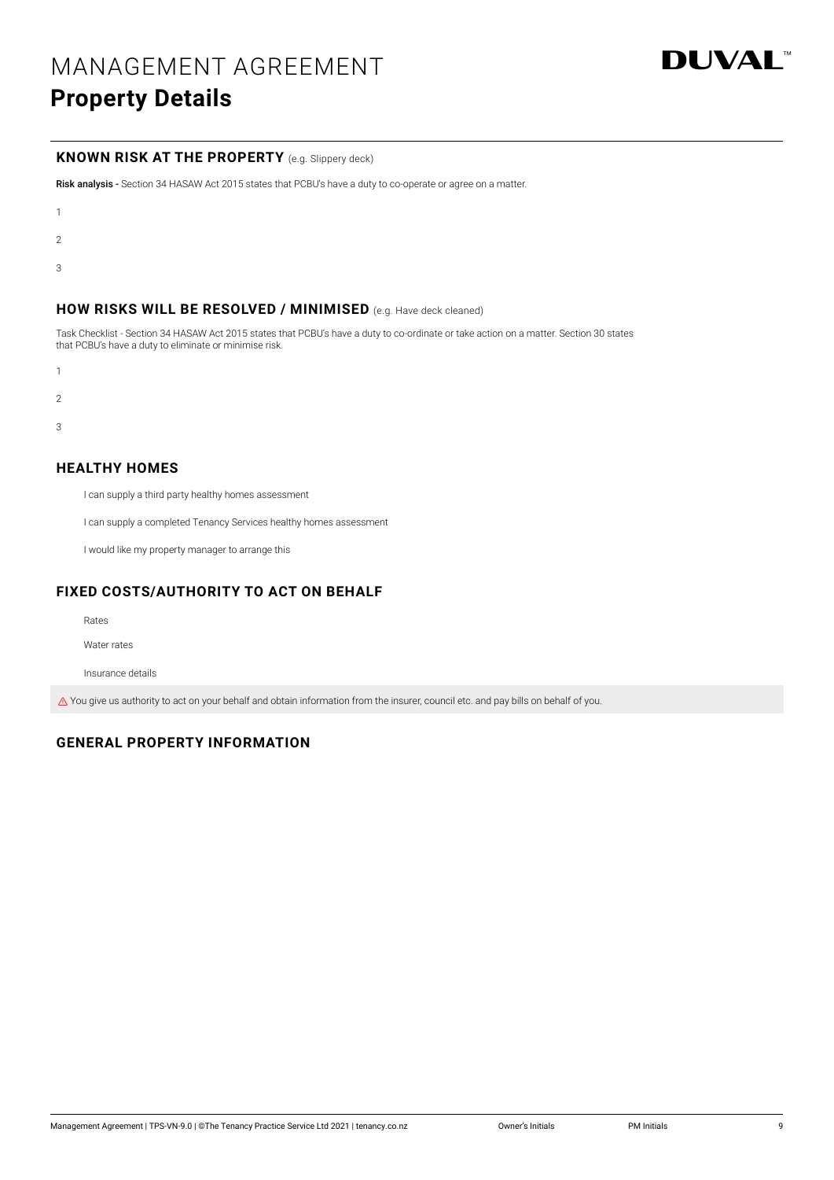# MANAGEMENT AGREEMENT

## Property Details

### KNOWN RISK AT THE PROPERTY (e.g. Slippery deck)

**Risk analysis -** Section 34 HASAW Act 2015 states that PCBU's have a duty to co-operate or agree on a matter.

1

2

3

### HOW RISKS WILL BE RESOLVED / MINIMISED (e.g. Have deck cleaned)

Task Checklist - Section 34 HASAW Act 2015 states that PCBU's have a duty to co-ordinate or take action on a matter. Section 30 states that PCBU's have a duty to eliminate or minimise risk.

1

2

3

### HEALTHY HOMES

I can supply a third party healthy homes assessment

I can supply a completed Tenancy Services healthy homes assessment

I would like my property manager to arrange this

### FIXED COSTS/AUTHORITY TO ACT ON BEHALF

Rates

Water rates

Insurance details

⚠ You give us authority to act on your behalf and obtain information from the insurer, council etc. and pay bills on behalf of you.

### GENERAL PROPERTY INFORMATION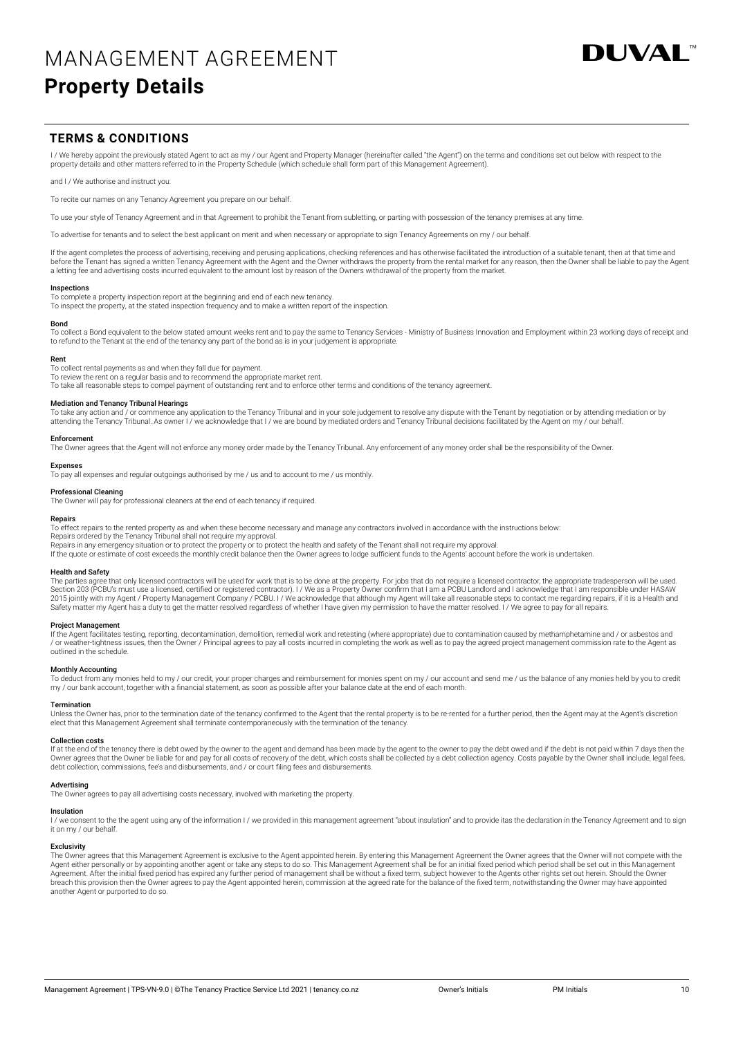# MANAGEMENT AGREEMENT

# **Property Details**

DUVAL™

## TERMS & CONDITIONS

I / We hereby appoint the previously stated Agent to act as my / our Agent and Property Manager (hereinafter called "the Agent") on the terms and conditions set out below with respect to the property details and other matters referred to in the Property Schedule (which schedule shall form part of this Management Agreement).

and I / We authorise and instruct you:

To recite our names on any Tenancy Agreement you prepare on our behalf.

To use your style of Tenancy Agreement and in that Agreement to prohibit the Tenant from subletting, or parting with possession of the tenancy premises at any time.

To advertise for tenants and to select the best applicant on merit and when necessary or appropriate to sign Tenancy Agreements on my / our behalf.

If the agent completes the process of advertising, receiving and perusing applications, checking references and has otherwise facilitated the introduction of a suitable tenant, then at that time and before the Tenant has signed a written Tenancy Agreement with the Agent and the Owner withdraws the property from the rental market for any reason, then the Owner shall be liable to pay the Agent a letting fee and advertising costs incurred equivalent to the amount lost by reason of the Owners withdrawal of the property from the market.

#### Inspections

To complete a property inspection report at the beginning and end of each new tenancy.
To inspect the property, at the stated inspection frequency and to make a written report of the inspection.

#### Bond

To collect a Bond equivalent to the below stated amount weeks rent and to pay the same to Tenancy Services - Ministry of Business Innovation and Employment within 23 working days of receipt and to refund to the Tenant at the end of the tenancy any part of the bond as is in your judgement is appropriate.

#### Rent

To collect rental payments as and when they fall due for payment.
To review the rent on a regular basis and to recommend the appropriate market rent.
To take all reasonable steps to compel payment of outstanding rent and to enforce other terms and conditions of the tenancy agreement.

#### Mediation and Tenancy Tribunal Hearings

To take any action and / or commence any application to the Tenancy Tribunal and in your sole judgement to resolve any dispute with the Tenant by negotiation or by attending mediation or by attending the Tenancy Tribunal. As owner I / we acknowledge that I / we are bound by mediated orders and Tenancy Tribunal decisions facilitated by the Agent on my / our behalf.

#### Enforcement

The Owner agrees that the Agent will not enforce any money order made by the Tenancy Tribunal. Any enforcement of any money order shall be the responsibility of the Owner.

#### Expenses

To pay all expenses and regular outgoings authorised by me / us and to account to me / us monthly.

#### Professional Cleaning

The Owner will pay for professional cleaners at the end of each tenancy if required.

#### Repairs

To effect repairs to the rented property as and when these become necessary and manage any contractors involved in accordance with the instructions below:
Repairs ordered by the Tenancy Tribunal shall not require my approval.
Repairs in any emergency situation or to protect the property or to protect the health and safety of the Tenant shall not require my approval.
If the quote or estimate of cost exceeds the monthly credit balance then the Owner agrees to lodge sufficient funds to the Agents' account before the work is undertaken.

#### Health and Safety

The parties agree that only licensed contractors will be used for work that is to be done at the property. For jobs that do not require a licensed contractor, the appropriate tradesperson will be used. Section 203 (PCBU's must use a licensed, certified or registered contractor). I / We as a Property Owner confirm that I am a PCBU Landlord and I acknowledge that I am responsible under HASAW 2015 jointly with my Agent / Property Management Company / PCBU. I / We acknowledge that although my Agent will take all reasonable steps to contact me regarding repairs, if it is a Health and Safety matter my Agent has a duty to get the matter resolved regardless of whether I have given my permission to have the matter resolved. I / We agree to pay for all repairs.

#### Project Management

If the Agent facilitates testing, reporting, decontamination, demolition, remedial work and retesting (where appropriate) due to contamination caused by methamphetamine and / or asbestos and / or weather-tightness issues, then the Owner / Principal agrees to pay all costs incurred in completing the work as well as to pay the agreed project management commission rate to the Agent as outlined in the schedule.

#### Monthly Accounting

To deduct from any monies held to my / our credit, your proper charges and reimbursement for monies spent on my / our account and send me / us the balance of any monies held by you to credit my / our bank account, together with a financial statement, as soon as possible after your balance date at the end of each month.

#### Termination

Unless the Owner has, prior to the termination date of the tenancy confirmed to the Agent that the rental property is to be re-rented for a further period, then the Agent may at the Agent's discretion elect that this Management Agreement shall terminate contemporaneously with the termination of the tenancy.

#### Collection costs

If at the end of the tenancy there is debt owed by the owner to the agent and demand has been made by the agent to the owner to pay the debt owed and if the debt is not paid within 7 days then the Owner agrees that the Owner be liable for and pay for all costs of recovery of the debt, which costs shall be collected by a debt collection agency. Costs payable by the Owner shall include, legal fees, debt collection, commissions, fee's and disbursements, and / or court filing fees and disbursements.

#### Advertising

The Owner agrees to pay all advertising costs necessary, involved with marketing the property.

#### Insulation

I / we consent to the the agent using any of the information I / we provided in this management agreement "about insulation" and to provide itas the declaration in the Tenancy Agreement and to sign it on my / our behalf.

#### Exclusivity

The Owner agrees that this Management Agreement is exclusive to the Agent appointed herein. By entering this Management Agreement the Owner agrees that the Owner will not compete with the Agent either personally or by appointing another agent or take any steps to do so. This Management Agreement shall be for an initial fixed period which period shall be set out in this Management Agreement. After the initial fixed period has expired any further period of management shall be without a fixed term, subject however to the Agents other rights set out herein. Should the Owner breach this provision then the Owner agrees to pay the Agent appointed herein, commission at the agreed rate for the balance of the fixed term, notwithstanding the Owner may have appointed another Agent or purported to do so.

Owner's Initials PM Initials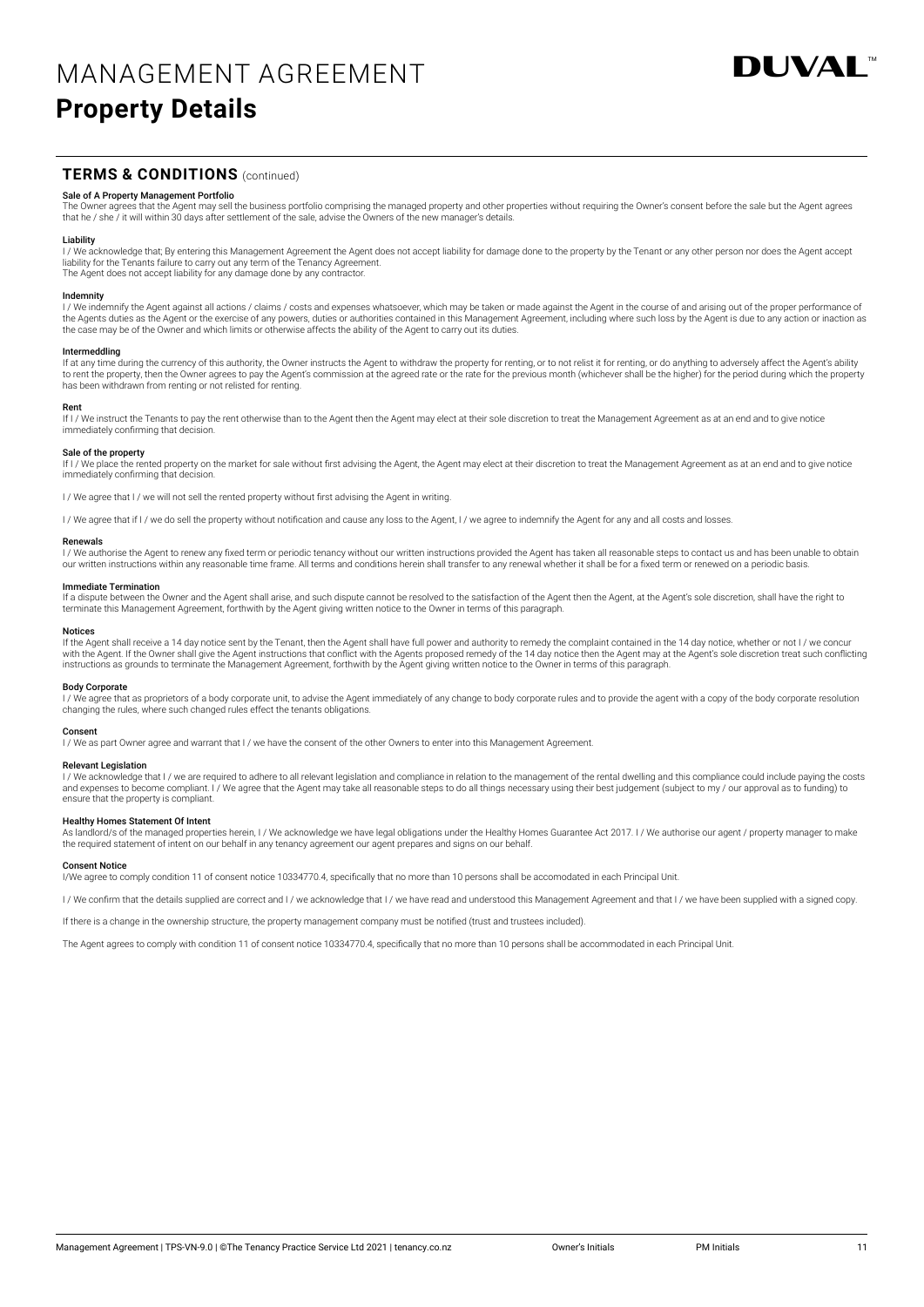# MANAGEMENT AGREEMENT
## Property Details

DUVAL™

### TERMS & CONDITIONS (continued)

**Sale of A Property Management Portfolio**
The Owner agrees that the Agent may sell the business portfolio comprising the managed property and other properties without requiring the Owner's consent before the sale but the Agent agrees that he / she / it will within 30 days after settlement of the sale, advise the Owners of the new manager's details.

**Liability**
I / We acknowledge that; By entering this Management Agreement the Agent does not accept liability for damage done to the property by the Tenant or any other person nor does the Agent accept liability for the Tenants failure to carry out any term of the Tenancy Agreement.
The Agent does not accept liability for any damage done by any contractor.

**Indemnity**
I / We indemnify the Agent against all actions / claims / costs and expenses whatsoever, which may be taken or made against the Agent in the course of and arising out of the proper performance of the Agents duties as the Agent or the exercise of any powers, duties or authorities contained in this Management Agreement, including where such loss by the Agent is due to any action or inaction as the case may be of the Owner and which limits or otherwise affects the ability of the Agent to carry out its duties.

**Intermeddling**
If at any time during the currency of this authority, the Owner instructs the Agent to withdraw the property for renting, or to not relist it for renting, or do anything to adversely affect the Agent's ability to rent the property, then the Owner agrees to pay the Agent's commission at the agreed rate or the rate for the previous month (whichever shall be the higher) for the period during which the property has been withdrawn from renting or not relisted for renting.

**Rent**
If I / We instruct the Tenants to pay the rent otherwise than to the Agent then the Agent may elect at their sole discretion to treat the Management Agreement as at an end and to give notice immediately confirming that decision.

**Sale of the property**
If I / We place the rented property on the market for sale without first advising the Agent, the Agent may elect at their discretion to treat the Management Agreement as at an end and to give notice immediately confirming that decision.

I / We agree that I / we will not sell the rented property without first advising the Agent in writing.

I / We agree that if I / we do sell the property without notification and cause any loss to the Agent, I / we agree to indemnify the Agent for any and all costs and losses.

**Renewals**
I / We authorise the Agent to renew any fixed term or periodic tenancy without our written instructions provided the Agent has taken all reasonable steps to contact us and has been unable to obtain our written instructions within any reasonable time frame. All terms and conditions herein shall transfer to any renewal whether it shall be for a fixed term or renewed on a periodic basis.

**Immediate Termination**
If a dispute between the Owner and the Agent shall arise, and such dispute cannot be resolved to the satisfaction of the Agent then the Agent, at the Agent's sole discretion, shall have the right to terminate this Management Agreement, forthwith by the Agent giving written notice to the Owner in terms of this paragraph.

**Notices**
If the Agent shall receive a 14 day notice sent by the Tenant, then the Agent shall have full power and authority to remedy the complaint contained in the 14 day notice, whether or not I / we concur with the Agent. If the Owner shall give the Agent instructions that conflict with the Agents proposed remedy of the 14 day notice then the Agent may at the Agent's sole discretion treat such conflicting instructions as grounds to terminate the Management Agreement, forthwith by the Agent giving written notice to the Owner in terms of this paragraph.

**Body Corporate**
I / We agree that as proprietors of a body corporate unit, to advise the Agent immediately of any change to body corporate rules and to provide the agent with a copy of the body corporate resolution changing the rules, where such changed rules effect the tenants obligations.

**Consent**
I / We as part Owner agree and warrant that I / we have the consent of the other Owners to enter into this Management Agreement.

**Relevant Legislation**
I / We acknowledge that I / we are required to adhere to all relevant legislation and compliance in relation to the management of the rental dwelling and this compliance could include paying the costs and expenses to become compliant. I / We agree that the Agent may take all reasonable steps to do all things necessary using their best judgement (subject to my / our approval as to funding) to ensure that the property is compliant.

**Healthy Homes Statement Of Intent**
As landlord/s of the managed properties herein, I / We acknowledge we have legal obligations under the Healthy Homes Guarantee Act 2017. I / We authorise our agent / property manager to make the required statement of intent on our behalf in any tenancy agreement our agent prepares and signs on our behalf.

**Consent Notice**
I/We agree to comply condition 11 of consent notice 10334770.4, specifically that no more than 10 persons shall be accomodated in each Principal Unit.

I / We confirm that the details supplied are correct and I / we acknowledge that I / we have read and understood this Management Agreement and that I / we have been supplied with a signed copy.

If there is a change in the ownership structure, the property management company must be notified (trust and trustees included).

The Agent agrees to comply with condition 11 of consent notice 10334770.4, specifically that no more than 10 persons shall be accommodated in each Principal Unit.

Management Agreement | TPS-VN-9.0 | ©The Tenancy Practice Service Ltd 2021 | tenancy.co.nz    Owner's Initials    PM Initials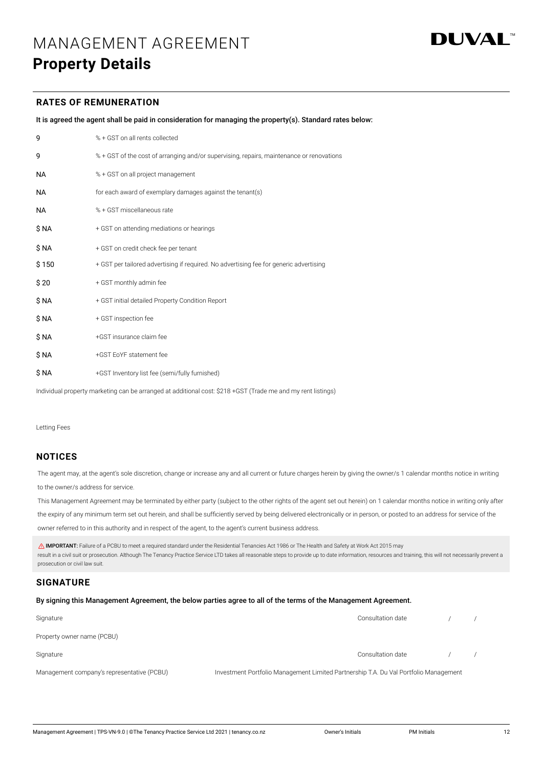# MANAGEMENT AGREEMENT

## Property Details

DUVAL™

### RATES OF REMUNERATION

**It is agreed the agent shall be paid in consideration for managing the property(s). Standard rates below:**

| | |
|---|---|
| 9 | % + GST on all rents collected |
| 9 | % + GST of the cost of arranging and/or supervising, repairs, maintenance or renovations |
| NA | % + GST on all project management |
| NA | for each award of exemplary damages against the tenant(s) |
| NA | % + GST miscellaneous rate |
| $ NA | + GST on attending mediations or hearings |
| $ NA | + GST on credit check fee per tenant |
| $ 150 | + GST per tailored advertising if required. No advertising fee for generic advertising |
| $ 20 | + GST monthly admin fee |
| $ NA | + GST initial detailed Property Condition Report |
| $ NA | + GST inspection fee |
| $ NA | +GST insurance claim fee |
| $ NA | +GST EoYF statement fee |
| $ NA | +GST Inventory list fee (semi/fully furnished) |

Individual property marketing can be arranged at additional cost: $218 +GST (Trade me and my rent listings)

Letting Fees

### NOTICES

The agent may, at the agent's sole discretion, change or increase any and all current or future charges herein by giving the owner/s 1 calendar months notice in writing to the owner/s address for service.

This Management Agreement may be terminated by either party (subject to the other rights of the agent set out herein) on 1 calendar months notice in writing only after the expiry of any minimum term set out herein, and shall be sufficiently served by being delivered electronically or in person, or posted to an address for service of the owner referred to in this authority and in respect of the agent, to the agent's current business address.

⚠ **IMPORTANT:** Failure of a PCBU to meet a required standard under the Residential Tenancies Act 1986 or The Health and Safety at Work Act 2015 may result in a civil suit or prosecution. Although The Tenancy Practice Service LTD takes all reasonable steps to provide up to date information, resources and training, this will not necessarily prevent a prosecution or civil law suit.

### SIGNATURE

**By signing this Management Agreement, the below parties agree to all of the terms of the Management Agreement.**

Signature — Consultation date / /

Property owner name (PCBU)

Signature — Consultation date / /

Management company's representative (PCBU) — Investment Portfolio Management Limited Partnership T.A. Du Val Portfolio Management

Management Agreement | TPS-VN-9.0 | ©The Tenancy Practice Service Ltd 2021 | tenancy.co.nz — Owner's Initials — PM Initials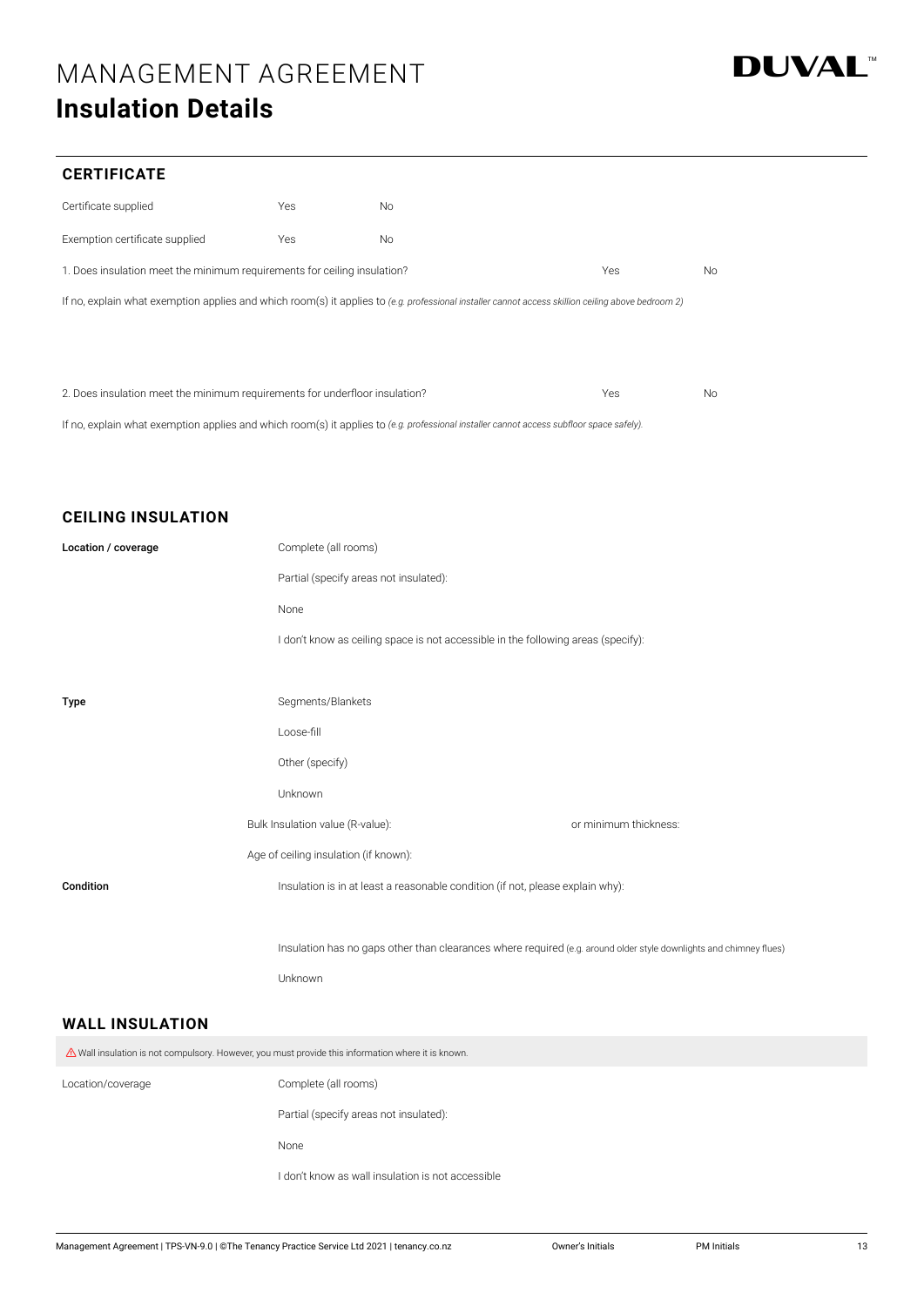# MANAGEMENT AGREEMENT

## Insulation Details

### CERTIFICATE

| | | |
|---|---|---|
| Certificate supplied | Yes | No |
| Exemption certificate supplied | Yes | No |

1. Does insulation meet the minimum requirements for ceiling insulation? Yes No

If no, explain what exemption applies and which room(s) it applies to *(e.g. professional installer cannot access skillion ceiling above bedroom 2)*

2. Does insulation meet the minimum requirements for underfloor insulation? Yes No

If no, explain what exemption applies and which room(s) it applies to *(e.g. professional installer cannot access subfloor space safely).*

### CEILING INSULATION

**Location / coverage**

- Complete (all rooms)
- Partial (specify areas not insulated):
- None
- I don't know as ceiling space is not accessible in the following areas (specify):

**Type**

- Segments/Blankets
- Loose-fill
- Other (specify)
- Unknown

Bulk Insulation value (R-value): or minimum thickness:

Age of ceiling insulation (if known):

**Condition**

- Insulation is in at least a reasonable condition (if not, please explain why):
- Insulation has no gaps other than clearances where required (e.g. around older style downlights and chimney flues)
- Unknown

### WALL INSULATION

⚠ Wall insulation is not compulsory. However, you must provide this information where it is known.

Location/coverage

- Complete (all rooms)
- Partial (specify areas not insulated):
- None
- I don't know as wall insulation is not accessible

Owner's Initials PM Initials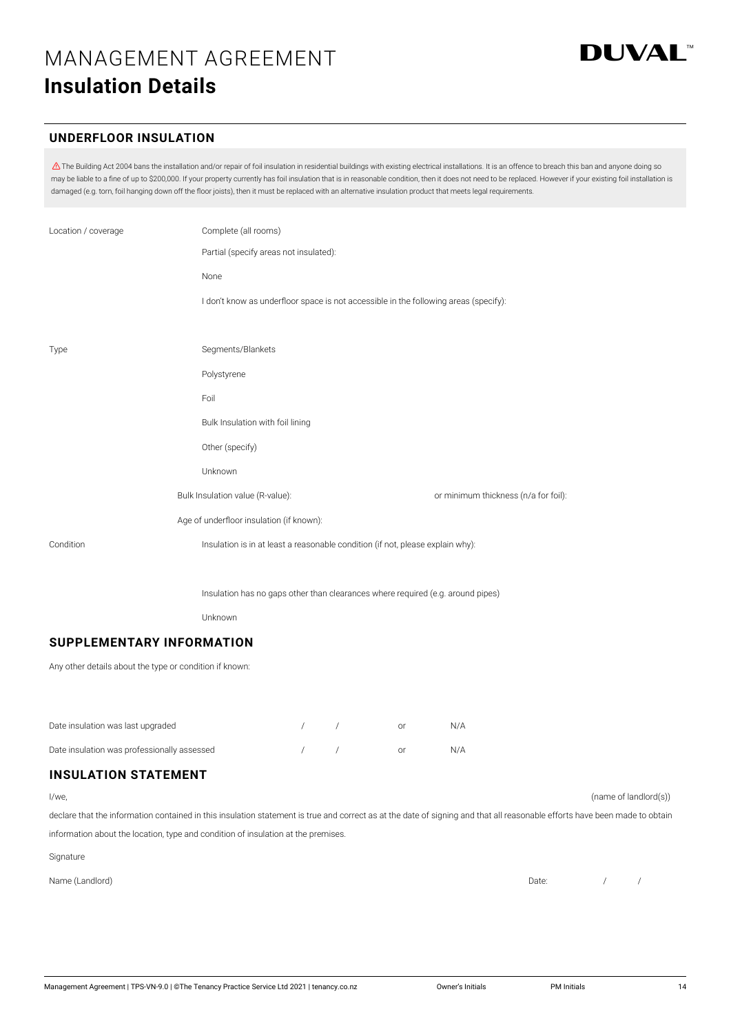# MANAGEMENT AGREEMENT

**DUVAL**™

## Insulation Details

### UNDERFLOOR INSULATION

⚠ The Building Act 2004 bans the installation and/or repair of foil insulation in residential buildings with existing electrical installations. It is an offence to breach this ban and anyone doing so may be liable to a fine of up to $200,000. If your property currently has foil insulation that is in reasonable condition, then it does not need to be replaced. However if your existing foil installation is damaged (e.g. torn, foil hanging down off the floor joists), then it must be replaced with an alternative insulation product that meets legal requirements.

Location / coverage

- Complete (all rooms)
- Partial (specify areas not insulated):
- None
- I don't know as underfloor space is not accessible in the following areas (specify):

Type

- Segments/Blankets
- Polystyrene
- Foil
- Bulk Insulation with foil lining
- Other (specify)
- Unknown

Bulk Insulation value (R-value): or minimum thickness (n/a for foil):

Age of underfloor insulation (if known):

Condition

- Insulation is in at least a reasonable condition (if not, please explain why):
- Insulation has no gaps other than clearances where required (e.g. around pipes)
- Unknown

### SUPPLEMENTARY INFORMATION

Any other details about the type or condition if known:

Date insulation was last upgraded / / or N/A

Date insulation was professionally assessed / / or N/A

### INSULATION STATEMENT

I/we, (name of landlord(s))

declare that the information contained in this insulation statement is true and correct as at the date of signing and that all reasonable efforts have been made to obtain information about the location, type and condition of insulation at the premises.

Signature

Name (Landlord) Date: / /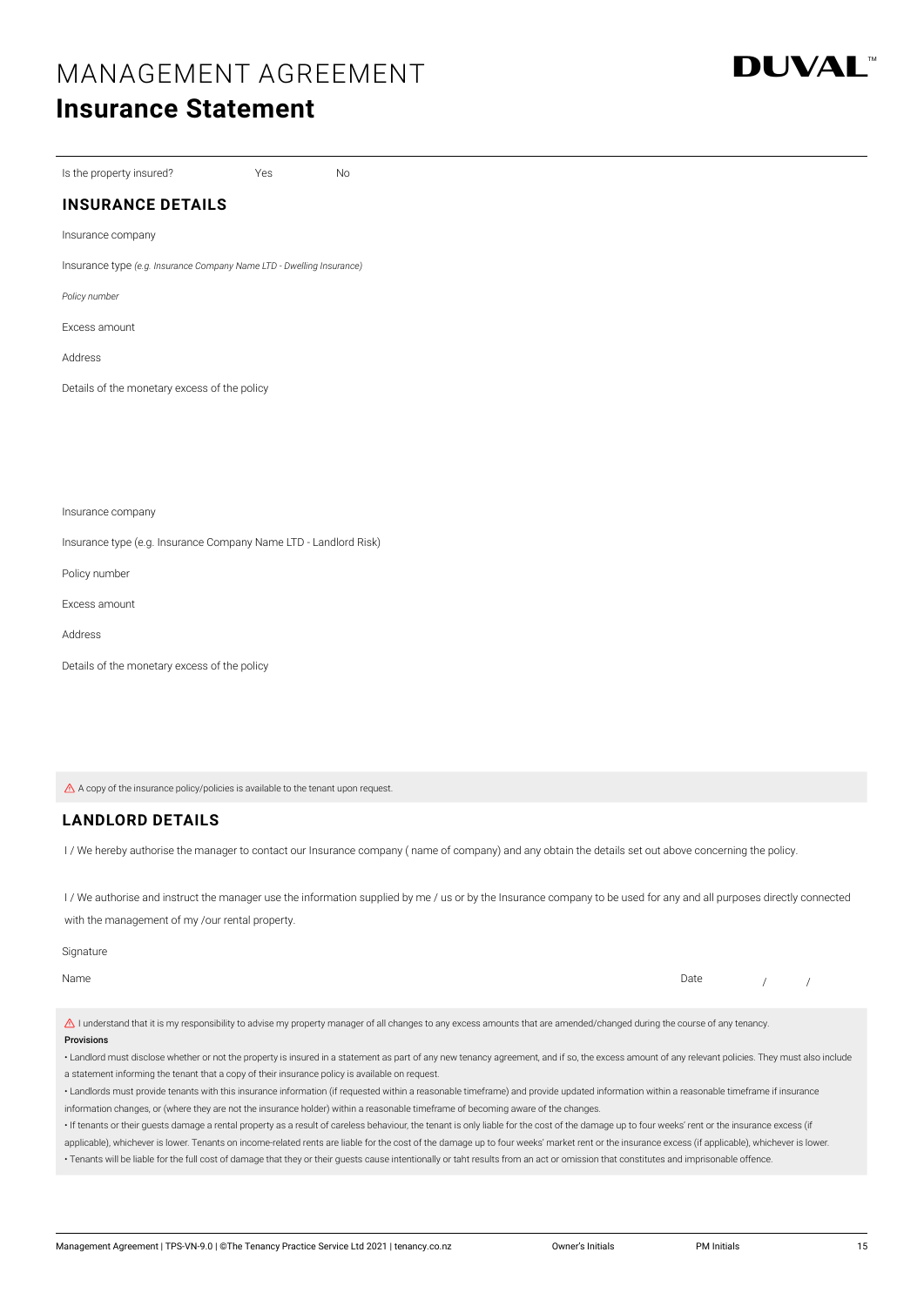# MANAGEMENT AGREEMENT

## Insurance Statement

**DUVAL™**

Is the property insured? Yes No

### INSURANCE DETAILS

Insurance company

Insurance type *(e.g. Insurance Company Name LTD - Dwelling Insurance)*

*Policy number*

Excess amount

Address

Details of the monetary excess of the policy

Insurance company

Insurance type (e.g. Insurance Company Name LTD - Landlord Risk)

Policy number

Excess amount

Address

Details of the monetary excess of the policy

⚠ A copy of the insurance policy/policies is available to the tenant upon request.

### LANDLORD DETAILS

I / We hereby authorise the manager to contact our Insurance company ( name of company) and any obtain the details set out above concerning the policy.

I / We authorise and instruct the manager use the information supplied by me / us or by the Insurance company to be used for any and all purposes directly connected with the management of my /our rental property.

Signature

Name

Date / /

⚠ I understand that it is my responsibility to advise my property manager of all changes to any excess amounts that are amended/changed during the course of any tenancy.

**Provisions**

- Landlord must disclose whether or not the property is insured in a statement as part of any new tenancy agreement, and if so, the excess amount of any relevant policies. They must also include a statement informing the tenant that a copy of their insurance policy is available on request.
- Landlords must provide tenants with this insurance information (if requested within a reasonable timeframe) and provide updated information within a reasonable timeframe if insurance information changes, or (where they are not the insurance holder) within a reasonable timeframe of becoming aware of the changes.
- If tenants or their guests damage a rental property as a result of careless behaviour, the tenant is only liable for the cost of the damage up to four weeks' rent or the insurance excess (if applicable), whichever is lower. Tenants on income-related rents are liable for the cost of the damage up to four weeks' market rent or the insurance excess (if applicable), whichever is lower.
- Tenants will be liable for the full cost of damage that they or their guests cause intentionally or taht results from an act or omission that constitutes and imprisonable offence.

Owner's Initials PM Initials